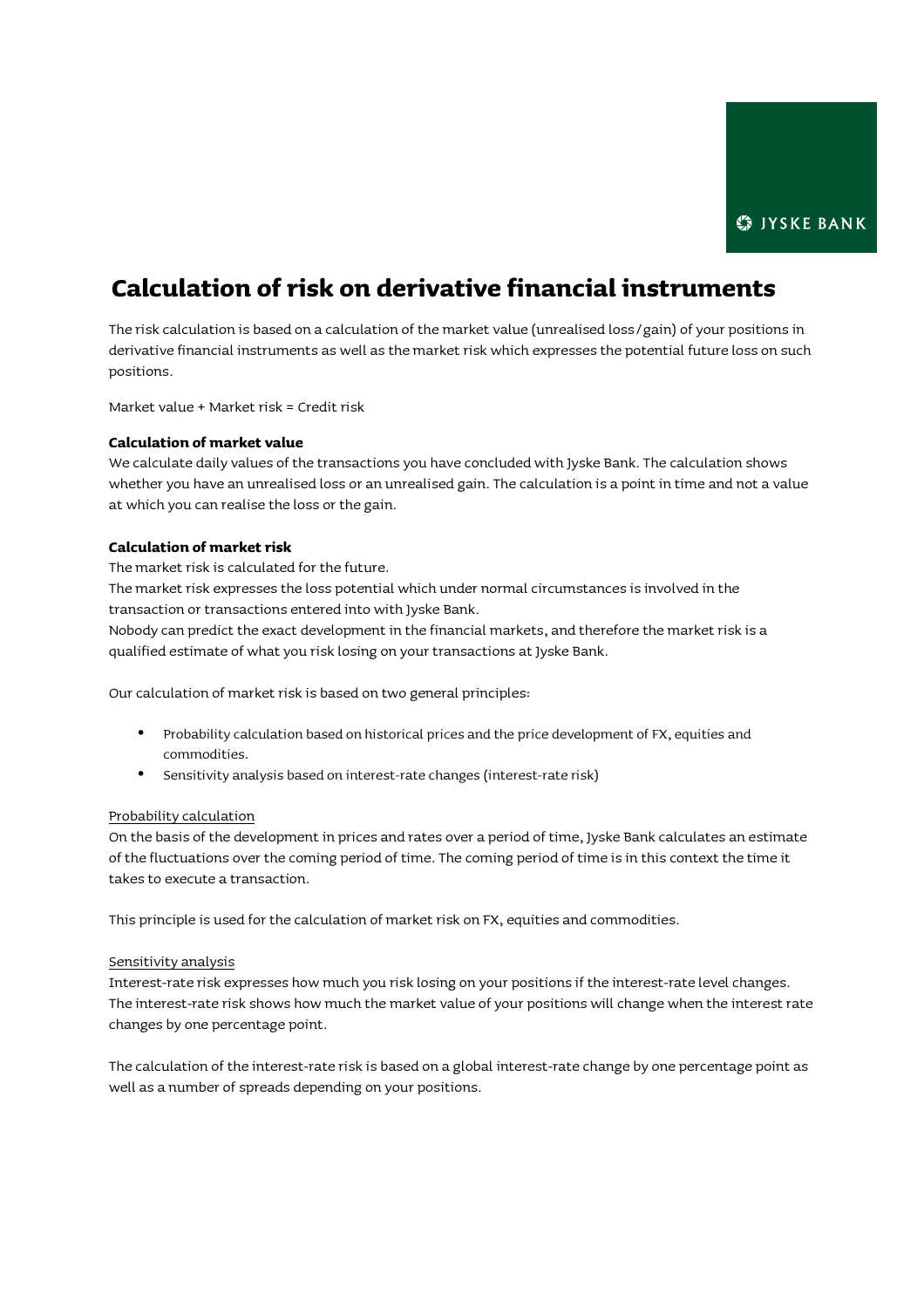# Calculation of risk on derivative financial instruments

The risk calculation is based on a calculation of the market value (unrealised loss/gain) of your positions in derivative financial instruments as well as the market risk which expresses the potential future loss on such positions.

Market value + Market risk = Credit risk

**Calculation of market value**

We calculate daily values of the transactions you have concluded with Jyske Bank. The calculation shows whether you have an unrealised loss or an unrealised gain. The calculation is a point in time and not a value at which you can realise the loss or the gain.

**Calculation of market risk**

The market risk is calculated for the future.
The market risk expresses the loss potential which under normal circumstances is involved in the transaction or transactions entered into with Jyske Bank.
Nobody can predict the exact development in the financial markets, and therefore the market risk is a qualified estimate of what you risk losing on your transactions at Jyske Bank.

Our calculation of market risk is based on two general principles:

- Probability calculation based on historical prices and the price development of FX, equities and commodities.
- Sensitivity analysis based on interest-rate changes (interest-rate risk)

<u>Probability calculation</u>

On the basis of the development in prices and rates over a period of time, Jyske Bank calculates an estimate of the fluctuations over the coming period of time. The coming period of time is in this context the time it takes to execute a transaction.

This principle is used for the calculation of market risk on FX, equities and commodities.

<u>Sensitivity analysis</u>

Interest-rate risk expresses how much you risk losing on your positions if the interest-rate level changes. The interest-rate risk shows how much the market value of your positions will change when the interest rate changes by one percentage point.

The calculation of the interest-rate risk is based on a global interest-rate change by one percentage point as well as a number of spreads depending on your positions.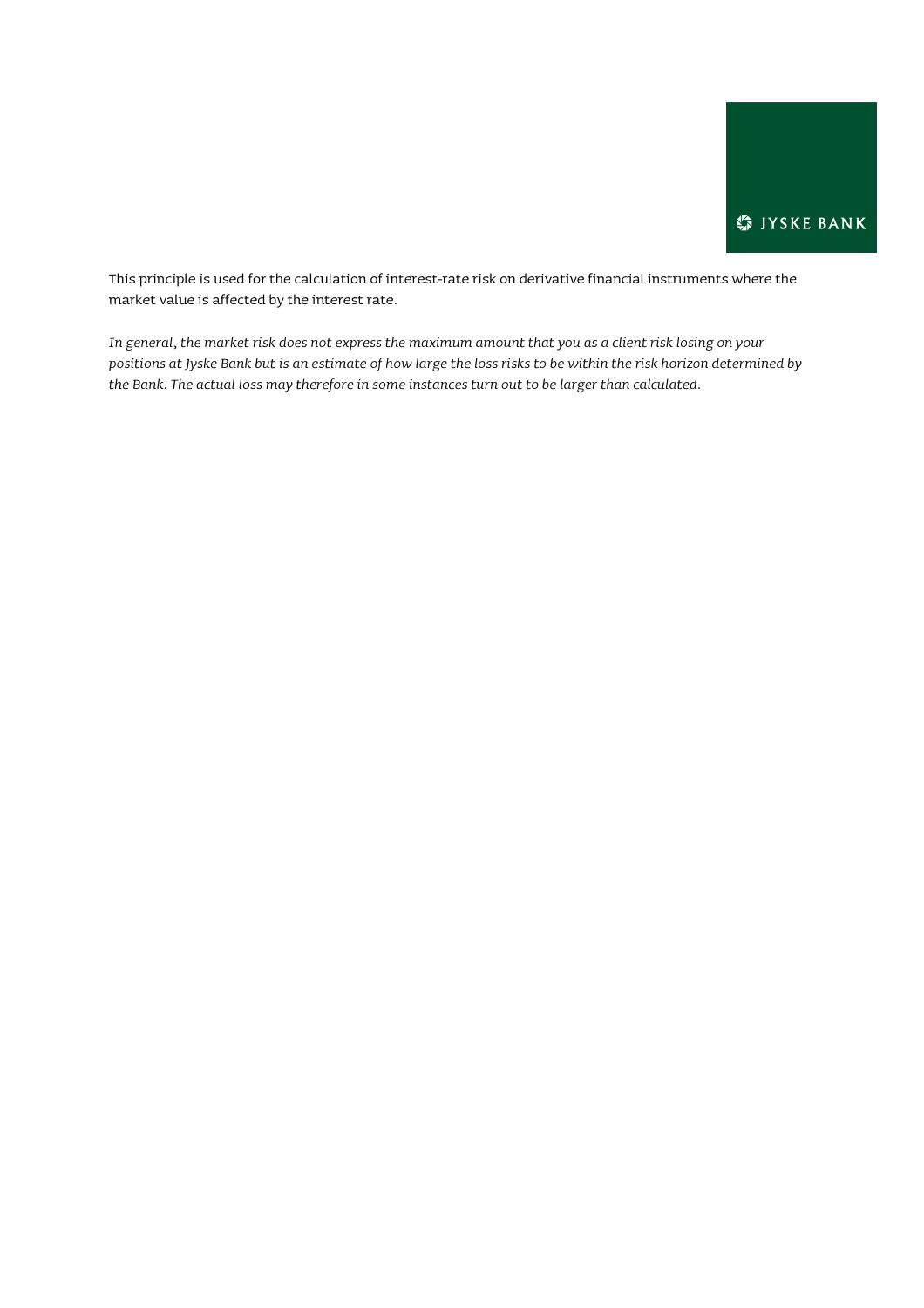This principle is used for the calculation of interest-rate risk on derivative financial instruments where the market value is affected by the interest rate.

*In general, the market risk does not express the maximum amount that you as a client risk losing on your positions at Jyske Bank but is an estimate of how large the loss risks to be within the risk horizon determined by the Bank. The actual loss may therefore in some instances turn out to be larger than calculated.*